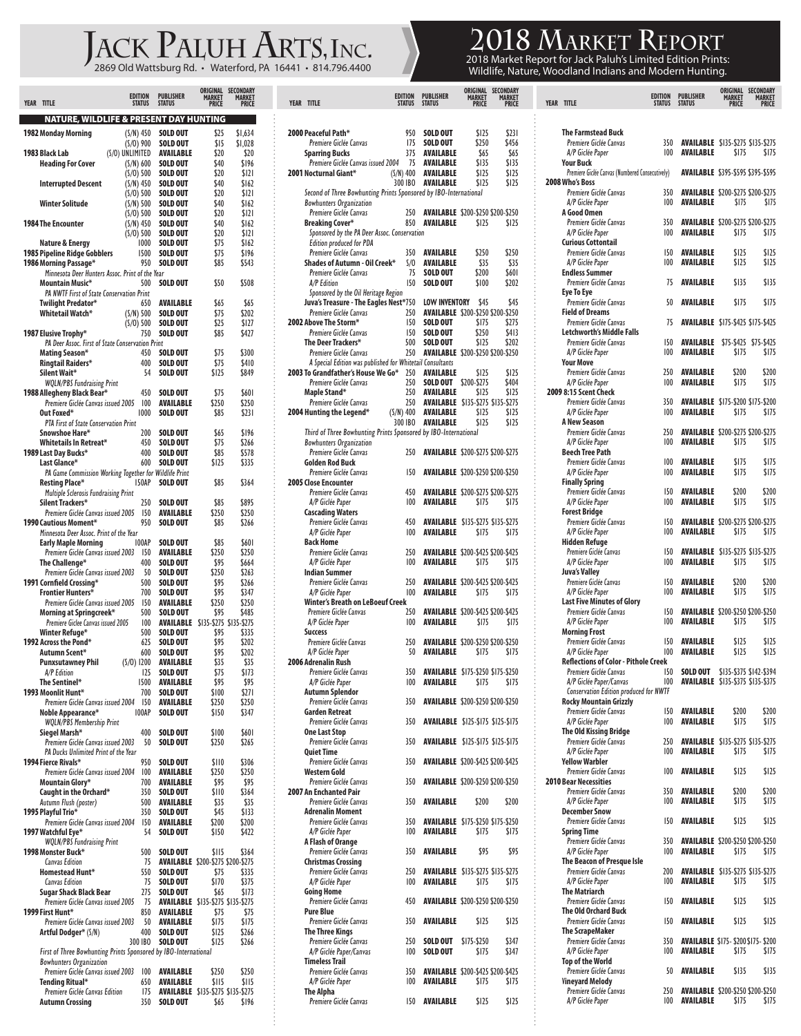# Jack Paluh Arts, Inc.

2869 Old Wattsburg Rd. • Waterford, PA 16441 • 814.796.4400

# 2018 Market Report

2018 Market Report for Jack Paluh's Limited Edition Prints: Wildlife, Nature, Woodland Indians and Modern Hunting.

| YEAR | TITLE | EDITION STATUS | PUBLISHER STATUS | ORIGINAL MARKET PRICE | SECONDARY MARKET PRICE |
|---|---|---|---|---|---|
| | **NATURE, WILDLIFE & PRESENT DAY HUNTING** | | | | |
| 1982 | **Monday Morning** | (S/N) 450 | SOLD OUT | $25 | $1,634 |
| | | (S/O) 900 | SOLD OUT | $15 | $1,028 |
| 1983 | **Black Lab** | (S/O) UNLIMITED | AVAILABLE | $20 | $20 |
| | **Heading For Cover** | (S/N) 600 | SOLD OUT | $40 | $196 |
| | | (S/O) 500 | SOLD OUT | $20 | $121 |
| | **Interrupted Descent** | (S/N) 450 | SOLD OUT | $40 | $162 |
| | | (S/O) 500 | SOLD OUT | $20 | $121 |
| | **Winter Solitude** | (S/N) 500 | SOLD OUT | $40 | $162 |
| | | (S/O) 500 | SOLD OUT | $20 | $121 |
| 1984 | **The Encounter** | (S/N) 450 | SOLD OUT | $40 | $162 |
| | | (S/O) 500 | SOLD OUT | $20 | $121 |
| | **Nature & Energy** | 1000 | SOLD OUT | $75 | $162 |
| 1985 | **Pipeline Ridge Gobblers** | 1500 | SOLD OUT | $75 | $196 |
| 1986 | **Morning Passage*** | 950 | SOLD OUT | $85 | $543 |
| | *Minnesota Deer Hunters Assoc. Print of the Year* | | | | |
| | **Mountain Music*** | 500 | SOLD OUT | $50 | $508 |
| | *PA NWTF First of State Conservation Print* | | | | |
| | **Twilight Predator*** | 650 | AVAILABLE | $65 | $65 |
| | **Whitetail Watch*** | (S/N) 500 | SOLD OUT | $75 | $202 |
| | | (S/O) 500 | SOLD OUT | $25 | $127 |
| 1987 | **Elusive Trophy*** | 750 | SOLD OUT | $85 | $427 |
| | *PA Deer Assoc. First of State Conservation Print* | | | | |
| | **Mating Season*** | 450 | SOLD OUT | $75 | $300 |
| | **Ringtail Raiders*** | 400 | SOLD OUT | $75 | $410 |
| | **Silent Wait*** | 54 | SOLD OUT | $125 | $849 |
| | *WQLN/PBS Fundraising Print* | | | | |
| 1988 | **Allegheny Black Bear*** | 450 | SOLD OUT | $75 | $601 |
| | *Premiere Giclée Canvas issued 2005* | 100 | AVAILABLE | $250 | $250 |
| | **Out Foxed*** | 1000 | SOLD OUT | $85 | $231 |
| | *PTA First of State Conservation Print* | | | | |
| | **Snowshoe Hare*** | 200 | SOLD OUT | $65 | $196 |
| | **Whitetails In Retreat*** | 450 | SOLD OUT | $75 | $266 |
| 1989 | **Last Day Bucks*** | 400 | SOLD OUT | $85 | $578 |
| | **Last Glance*** | 600 | SOLD OUT | $125 | $335 |
| | *PA Game Commission Working Together for Wildlife Print* | | | | |
| | **Resting Place*** | 150AP | SOLD OUT | $85 | $364 |
| | *Multiple Sclerosis Fundraising Print* | | | | |
| | **Silent Trackers*** | 250 | SOLD OUT | $85 | $895 |
| | *Premiere Giclée Canvas issued 2005* | 150 | AVAILABLE | $250 | $250 |
| 1990 | **Cautious Moment*** | 950 | SOLD OUT | $85 | $266 |
| | *Minnesota Deer Assoc. Print of the Year* | | | | |
| | **Early Maple Morning** | 100AP | SOLD OUT | $85 | $601 |
| | *Premiere Giclée Canvas issued 2003* | 150 | AVAILABLE | $250 | $250 |
| | **The Challenge*** | 400 | SOLD OUT | $95 | $664 |
| | *Premiere Giclée Canvas issued 2003* | 50 | SOLD OUT | $250 | $263 |
| 1991 | **Cornfield Crossing*** | 500 | SOLD OUT | $95 | $266 |
| | **Frontier Hunters*** | 700 | SOLD OUT | $95 | $347 |
| | *Premiere Giclée Canvas issued 2005* | 150 | AVAILABLE | $250 | $250 |
| | **Morning at Springcreek*** | 500 | SOLD OUT | $95 | $485 |
| | *Premiere Giclee Canvas issued 2005* | 100 | AVAILABLE | $135-$275 | $135-$275 |
| | **Winter Refuge*** | 500 | SOLD OUT | $95 | $335 |
| 1992 | **Across the Pond*** | 625 | SOLD OUT | $95 | $202 |
| | **Autumn Scent*** | 600 | SOLD OUT | $95 | $202 |
| | **Punxsutawney Phil** | (S/O) 1200 | AVAILABLE | $35 | $35 |
| | *A/P Edition* | 125 | SOLD OUT | $75 | $173 |
| | **The Sentinel*** | 1500 | AVAILABLE | $95 | $95 |
| 1993 | **Moonlit Hunt*** | 700 | SOLD OUT | $100 | $271 |
| | *Premiere Giclée Canvas issued 2004* | 150 | AVAILABLE | $250 | $250 |
| | **Noble Appearance*** | 100AP | SOLD OUT | $150 | $347 |
| | *WQLN/PBS Membership Print* | | | | |
| | **Siegel Marsh*** | 400 | SOLD OUT | $100 | $601 |
| | *Premiere Giclée Canvas issued 2003* | 50 | SOLD OUT | $250 | $265 |
| | *PA Ducks Unlimited Print of the Year* | | | | |
| 1994 | **Fierce Rivals*** | 950 | SOLD OUT | $110 | $306 |
| | *Premiere Giclée Canvas issued 2004* | 100 | AVAILABLE | $250 | $250 |
| | **Mountain Glory*** | 700 | AVAILABLE | $95 | $95 |
| | **Caught in the Orchard*** | 350 | SOLD OUT | $110 | $364 |
| | *Autumn Flush (poster)* | 500 | AVAILABLE | $35 | $35 |
| 1995 | **Playful Trio*** | 350 | SOLD OUT | $45 | $133 |
| | *Premiere Giclée Canvas issued 2004* | 150 | AVAILABLE | $200 | $200 |
| 1997 | **Watchful Eye*** | 54 | SOLD OUT | $150 | $422 |
| | *WQLN/PBS Fundraising Print* | | | | |
| 1998 | **Monster Buck*** | 500 | SOLD OUT | $115 | $364 |
| | *Canvas Edition* | 75 | AVAILABLE | $200-$275 | $200-$275 |
| | **Homestead Hunt*** | 550 | SOLD OUT | $75 | $335 |
| | *Canvas Edition* | 75 | SOLD OUT | $170 | $375 |
| | **Sugar Shack Black Bear** | 275 | SOLD OUT | $65 | $173 |
| | *Premiere Giclée Canvas issued 2005* | 75 | AVAILABLE | $135-$275 | $135-$275 |
| 1999 | **First Hunt*** | 850 | AVAILABLE | $75 | $75 |
| | *Premiere Giclée Canvas issued 2003* | 50 | AVAILABLE | $175 | $175 |
| | **Artful Dodger* (S/N)** | 400 | SOLD OUT | $125 | $266 |
| | | 300 IBO | SOLD OUT | $125 | $266 |
| | *First of Three Bowhunting Prints Sponsored by IBO-International Bowhunters Organization* | | | | |
| | *Premiere Giclée Canvas issued 2003* | 100 | AVAILABLE | $250 | $250 |
| | **Tending Ritual*** | 650 | AVAILABLE | $115 | $115 |
| | *Premiere Giclée Canvas Edition* | 175 | AVAILABLE | $135-$275 | $135-$275 |
| | **Autumn Crossing** | 350 | SOLD OUT | $65 | $196 |
| 2000 | **Peaceful Path*** | 950 | SOLD OUT | $125 | $231 |
| | *Premiere Giclée Canvas* | 175 | SOLD OUT | $250 | $456 |
| | **Sparring Bucks** | 375 | AVAILABLE | $65 | $65 |
| | *Premiere Giclée Canvas issued 2004* | 75 | AVAILABLE | $135 | $135 |
| 2001 | **Nocturnal Giant*** | (S/N) 400 | AVAILABLE | $125 | $125 |
| | | 300 IBO | AVAILABLE | $125 | $125 |
| | *Second of Three Bowhunting Prints Sponsored by IBO-International Bowhunters Organization* | | | | |
| | *Premiere Giclée Canvas* | 250 | AVAILABLE | $200-$250 | $200-$250 |
| | **Breaking Cover*** | 850 | AVAILABLE | $125 | $125 |
| | *Sponsored by the PA Deer Assoc. Conservation Edition produced for PDA* | | | | |
| | *Premiere Giclée Canvas* | 350 | AVAILABLE | $250 | $250 |
| | **Shades of Autumn - Oil Creek*** | S/O | AVAILABLE | $35 | $35 |
| | *Premiere Giclée Canvas* | 75 | SOLD OUT | $200 | $601 |
| | *A/P Edition* | 150 | SOLD OUT | $100 | $202 |
| | *Sponsored by the Oil Heritage Region* | | | | |
| | **Juva's Treasure - The Eagles Nest*** | 750 | LOW INVENTORY | $45 | $45 |
| | *Premiere Giclée Canvas* | 250 | AVAILABLE | $200-$250 | $200-$250 |
| 2002 | **Above The Storm*** | 150 | SOLD OUT | $175 | $275 |
| | *Premiere Giclée Canvas* | 150 | SOLD OUT | $250 | $413 |
| | **The Deer Trackers*** | 500 | SOLD OUT | $125 | $202 |
| | *Premiere Giclée Canvas* | 250 | AVAILABLE | $200-$250 | $200-$250 |
| | *A Special Edition was published for Whitetail Consultants* | | | | |
| 2003 | **To Grandfather's House We Go*** | 250 | AVAILABLE | $125 | $125 |
| | *Premiere Giclée Canvas* | 250 | SOLD OUT | $200-$275 | $404 |
| | **Maple Stand*** | 250 | AVAILABLE | $125 | $125 |
| | *Premiere Giclée Canvas* | 250 | AVAILABLE | $135-$275 | $135-$275 |
| 2004 | **Hunting the Legend*** | (S/N) 400 | AVAILABLE | $125 | $125 |
| | | 300 IBO | AVAILABLE | $125 | $125 |
| | *Third of Three Bowhunting Prints Sponsored by IBO-International Bowhunters Organization* | | | | |
| | *Premiere Giclée Canvas* | 250 | AVAILABLE | $200-$275 | $200-$275 |
| | **Golden Rod Buck** | | | | |
| | *Premiere Giclée Canvas* | 150 | AVAILABLE | $200-$250 | $200-$250 |
| 2005 | **Close Encounter** | | | | |
| | *Premiere Giclée Canvas* | 450 | AVAILABLE | $200-$275 | $200-$275 |
| | *A/P Giclée Paper* | 100 | AVAILABLE | $175 | $175 |
| | **Cascading Waters** | | | | |
| | *Premiere Giclée Canvas* | 450 | AVAILABLE | $135-$275 | $135-$275 |
| | *A/P Giclée Paper* | 100 | AVAILABLE | $175 | $175 |
| | **Back Home** | | | | |
| | *Premiere Giclée Canvas* | 250 | AVAILABLE | $200-$425 | $200-$425 |
| | *A/P Giclée Paper* | 100 | AVAILABLE | $175 | $175 |
| | **Indian Summer** | | | | |
| | *Premiere Giclée Canvas* | 250 | AVAILABLE | $200-$425 | $200-$425 |
| | *A/P Giclée Paper* | 100 | AVAILABLE | $175 | $175 |
| | **Winter's Breath on LeBoeuf Creek** | | | | |
| | *Premiere Giclée Canvas* | 250 | AVAILABLE | $200-$425 | $200-$425 |
| | *A/P Giclée Paper* | 100 | AVAILABLE | $175 | $175 |
| | **Success** | | | | |
| | *Premiere Giclée Canvas* | 250 | AVAILABLE | $200-$250 | $200-$250 |
| | *A/P Giclée Paper* | 50 | AVAILABLE | $175 | $175 |
| 2006 | **Adrenalin Rush** | | | | |
| | *Premiere Giclée Canvas* | 350 | AVAILABLE | $175-$250 | $175-$250 |
| | *A/P Giclée Paper* | 100 | AVAILABLE | $175 | $175 |
| | **Autumn Splendor** | | | | |
| | *Premiere Giclée Canvas* | 350 | AVAILABLE | $200-$250 | $200-$250 |
| | **Garden Retreat** | | | | |
| | *Premiere Giclée Canvas* | 350 | AVAILABLE | $125-$175 | $125-$175 |
| | **One Last Stop** | | | | |
| | *Premiere Giclée Canvas* | 350 | AVAILABLE | $125-$175 | $125-$175 |
| | **Quiet Time** | | | | |
| | *Premiere Giclée Canvas* | 350 | AVAILABLE | $200-$425 | $200-$425 |
| | **Western Gold** | | | | |
| | *Premiere Giclée Canvas* | 350 | AVAILABLE | $200-$250 | $200-$250 |
| 2007 | **An Enchanted Pair** | | | | |
| | *Premiere Giclée Canvas* | 350 | AVAILABLE | $200 | $200 |
| | **Adrenalin Moment** | | | | |
| | *Premiere Giclée Canvas* | 350 | AVAILABLE | $175-$250 | $175-$250 |
| | *A/P Giclée Paper* | 100 | AVAILABLE | $175 | $175 |
| | **A Flash of Orange** | | | | |
| | *Premiere Giclée Canvas* | 350 | AVAILABLE | $95 | $95 |
| | **Christmas Crossing** | | | | |
| | *Premiere Giclée Canvas* | 250 | AVAILABLE | $135-$275 | $135-$275 |
| | *A/P Giclée Paper* | 100 | AVAILABLE | $175 | $175 |
| | **Going Home** | | | | |
| | *Premiere Giclée Canvas* | 450 | AVAILABLE | $200-$250 | $200-$250 |
| | **Pure Blue** | | | | |
| | *Premiere Giclée Canvas* | 350 | AVAILABLE | $125 | $125 |
| | **The Three Kings** | | | | |
| | *Premiere Giclée Canvas* | 250 | SOLD OUT | $175-$250 | $347 |
| | *A/P Giclée Paper/Canvas* | 100 | SOLD OUT | $175 | $347 |
| | **Timeless Trail** | | | | |
| | *Premiere Giclée Canvas* | 350 | AVAILABLE | $200-$425 | $200-$425 |
| | *A/P Giclée Paper* | 100 | AVAILABLE | $175 | $175 |
| | **The Alpha** | | | | |
| | *Premiere Giclée Canvas* | 150 | AVAILABLE | $125 | $125 |
| | **The Farmstead Buck** | | | | |
| | *Premiere Giclée Canvas* | 350 | AVAILABLE | $135-$275 | $135-$275 |
| | *A/P Giclée Paper* | 100 | AVAILABLE | $175 | $175 |
| | **Your Buck** | | | | |
| | *Premiere Giclée Canvas (Numbered Consecutively)* | | AVAILABLE | $395-$595 | $395-$595 |
| 2008 | **Who's Boss** | | | | |
| | *Premiere Giclée Canvas* | 350 | AVAILABLE | $200-$275 | $200-$275 |
| | *A/P Giclée Paper* | 100 | AVAILABLE | $175 | $175 |
| | **A Good Omen** | | | | |
| | *Premiere Giclée Canvas* | 350 | AVAILABLE | $200-$275 | $200-$275 |
| | *A/P Giclée Paper* | 100 | AVAILABLE | $175 | $175 |
| | **Curious Cottontail** | | | | |
| | *Premiere Giclée Canvas* | 150 | AVAILABLE | $125 | $125 |
| | *A/P Giclée Paper* | 100 | AVAILABLE | $125 | $125 |
| | **Endless Summer** | | | | |
| | *Premiere Giclée Canvas* | 75 | AVAILABLE | $135 | $135 |
| | **Eye To Eye** | | | | |
| | *Premiere Giclée Canvas* | 50 | AVAILABLE | $175 | $175 |
| | **Field of Dreams** | | | | |
| | *Premiere Giclée Canvas* | 75 | AVAILABLE | $175-$425 | $175-$425 |
| | **Letchworth's Middle Falls** | | | | |
| | *Premiere Giclée Canvas* | 150 | AVAILABLE | $75-$425 | $75-$425 |
| | *A/P Giclée Paper* | 100 | AVAILABLE | $175 | $175 |
| | **Your Move** | | | | |
| | *Premiere Giclée Canvas* | 250 | AVAILABLE | $200 | $200 |
| | *A/P Giclée Paper* | 100 | AVAILABLE | $175 | $175 |
| 2009 | **8:15 Scent Check** | | | | |
| | *Premiere Giclée Canvas* | 350 | AVAILABLE | $175-$200 | $175-$200 |
| | *A/P Giclée Paper* | 100 | AVAILABLE | $175 | $175 |
| | **A New Season** | | | | |
| | *Premiere Giclée Canvas* | 250 | AVAILABLE | $200-$275 | $200-$275 |
| | *A/P Giclée Paper* | 100 | AVAILABLE | $175 | $175 |
| | **Beech Tree Path** | | | | |
| | *Premiere Giclée Canvas* | 100 | AVAILABLE | $175 | $175 |
| | *A/P Giclée Paper* | 100 | AVAILABLE | $175 | $175 |
| | **Finally Spring** | | | | |
| | *Premiere Giclée Canvas* | 150 | AVAILABLE | $200 | $200 |
| | *A/P Giclée Paper* | 100 | AVAILABLE | $175 | $175 |
| | **Forest Bridge** | | | | |
| | *Premiere Giclée Canvas* | 150 | AVAILABLE | $200-$275 | $200-$275 |
| | *A/P Giclée Paper* | 100 | AVAILABLE | $175 | $175 |
| | **Hidden Refuge** | | | | |
| | *Premiere Giclée Canvas* | 150 | AVAILABLE | $135-$275 | $135-$275 |
| | *A/P Giclée Paper* | 100 | AVAILABLE | $175 | $175 |
| | **Juva's Valley** | | | | |
| | *Premiere Giclée Canvas* | 150 | AVAILABLE | $200 | $200 |
| | *A/P Giclée Paper* | 100 | AVAILABLE | $175 | $175 |
| | **Last Five Minutes of Glory** | | | | |
| | *Premiere Giclée Canvas* | 150 | AVAILABLE | $200-$250 | $200-$250 |
| | *A/P Giclée Paper* | 100 | AVAILABLE | $175 | $175 |
| | **Morning Frost** | | | | |
| | *Premiere Giclée Canvas* | 150 | AVAILABLE | $125 | $125 |
| | *A/P Giclée Paper* | 100 | AVAILABLE | $125 | $125 |
| | **Reflections of Color - Pithole Creek** | | | | |
| | *Premiere Giclée Canvas* | 150 | SOLD OUT | $135-$375 | $142-$394 |
| | *A/P Giclée Paper/Canvas* | 100 | AVAILABLE | $135-$375 | $135-$375 |
| | *Conservation Edition produced for NWTF* | | | | |
| | **Rocky Mountain Grizzly** | | | | |
| | *Premiere Giclée Canvas* | 150 | AVAILABLE | $200 | $200 |
| | *A/P Giclée Paper* | 100 | AVAILABLE | $175 | $175 |
| | **The Old Kissing Bridge** | | | | |
| | *Premiere Giclée Canvas* | 250 | AVAILABLE | $135-$275 | $135-$275 |
| | *A/P Giclée Paper* | 100 | AVAILABLE | $175 | $175 |
| | **Yellow Warbler** | | | | |
| | *Premiere Giclée Canvas* | 100 | AVAILABLE | $125 | $125 |
| 2010 | **Bear Necessities** | | | | |
| | *Premiere Giclée Canvas* | 350 | AVAILABLE | $200 | $200 |
| | *A/P Giclée Paper* | 100 | AVAILABLE | $175 | $175 |
| | **December Snow** | | | | |
| | *Premiere Giclée Canvas* | 150 | AVAILABLE | $125 | $125 |
| | **Spring Time** | | | | |
| | *Premiere Giclée Canvas* | 350 | AVAILABLE | $200-$250 | $200-$250 |
| | *A/P Giclée Paper* | 100 | AVAILABLE | $175 | $175 |
| | **The Beacon of Presque Isle** | | | | |
| | *Premiere Giclée Canvas* | 200 | AVAILABLE | $135-$275 | $135-$275 |
| | *A/P Giclée Paper* | 100 | AVAILABLE | $175 | $175 |
| | **The Matriarch** | | | | |
| | *Premiere Giclée Canvas* | 150 | AVAILABLE | $125 | $125 |
| | **The Old Orchard Buck** | | | | |
| | *Premiere Giclée Canvas* | 150 | AVAILABLE | $125 | $125 |
| | **The ScrapeMaker** | | | | |
| | *Premiere Giclée Canvas* | 350 | AVAILABLE | $175- $200 | $175- $200 |
| | *A/P Giclée Paper* | 100 | AVAILABLE | $175 | $175 |
| | **Top of the World** | | | | |
| | *Premiere Giclée Canvas* | 50 | AVAILABLE | $135 | $135 |
| | **Vineyard Melody** | | | | |
| | *Premiere Giclée Canvas* | 250 | AVAILABLE | $200-$250 | $200-$250 |
| | *A/P Giclée Paper* | 100 | AVAILABLE | $175 | $175 |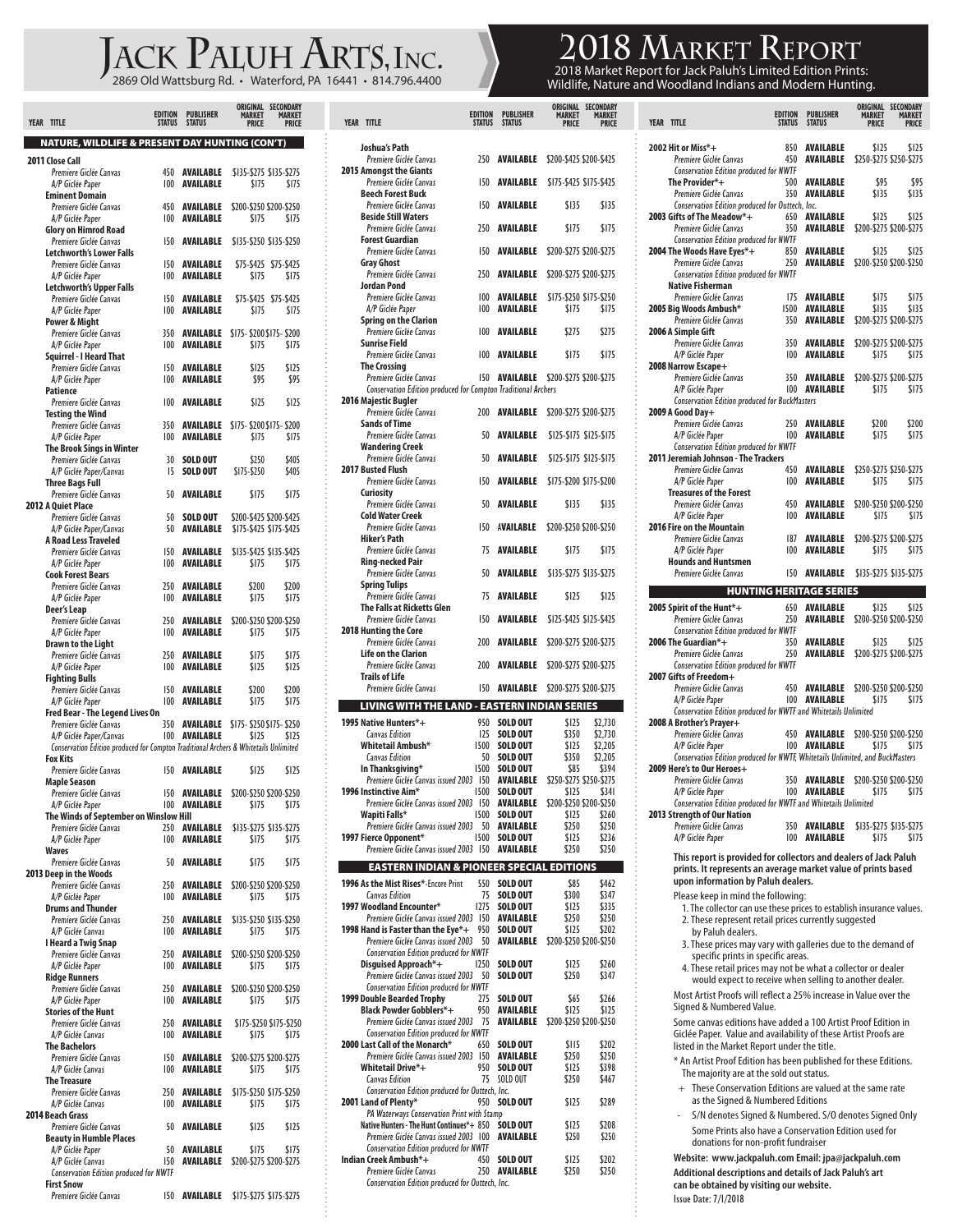# Jack Paluh Arts, Inc.

2869 Old Wattsburg Rd. • Waterford, PA 16441 • 814.796.4400

# 2018 Market Report

2018 Market Report for Jack Paluh's Limited Edition Prints: Wildlife, Nature and Woodland Indians and Modern Hunting.

| YEAR TITLE | EDITION STATUS | PUBLISHER STATUS | ORIGINAL MARKET PRICE | SECONDARY MARKET PRICE |
|---|---|---|---|---|
| **NATURE, WILDLIFE & PRESENT DAY HUNTING (CON'T)** | | | | |
| **2011 Close Call** | | | | |
| *Premiere Giclée Canvas* | 450 | AVAILABLE | $135-$275 | $135-$275 |
| *A/P Giclée Paper* | 100 | AVAILABLE | $175 | $175 |
| **Eminent Domain** | | | | |
| *Premiere Giclée Canvas* | 450 | AVAILABLE | $200-$250 | $200-$250 |
| *A/P Giclée Paper* | 100 | AVAILABLE | $175 | $175 |
| **Glory on Himrod Road** | | | | |
| *Premiere Giclée Canvas* | 150 | AVAILABLE | $135-$250 | $135-$250 |
| **Letchworth's Lower Falls** | | | | |
| *Premiere Giclée Canvas* | 150 | AVAILABLE | $75-$425 | $75-$425 |
| *A/P Giclée Paper* | 100 | AVAILABLE | $175 | $175 |
| **Letchworth's Upper Falls** | | | | |
| *Premiere Giclée Canvas* | 150 | AVAILABLE | $75-$425 | $75-$425 |
| *A/P Giclée Paper* | 100 | AVAILABLE | $175 | $175 |
| **Power & Might** | | | | |
| *Premiere Giclée Canvas* | 350 | AVAILABLE | $175- $200 | $175- $200 |
| *A/P Giclée Paper* | 100 | AVAILABLE | $175 | $175 |
| **Squirrel - I Heard That** | | | | |
| *Premiere Giclée Canvas* | 150 | AVAILABLE | $125 | $125 |
| *A/P Giclée Paper* | 100 | AVAILABLE | $95 | $95 |
| **Patience** | | | | |
| *Premiere Giclée Canvas* | 100 | AVAILABLE | $125 | $125 |
| **Testing the Wind** | | | | |
| *Premiere Giclée Canvas* | 350 | AVAILABLE | $175- $200 | $175- $200 |
| *A/P Giclée Paper* | 100 | AVAILABLE | $175 | $175 |
| **The Brook Sings in Winter** | | | | |
| *Premiere Giclée Canvas* | 30 | SOLD OUT | $250 | $405 |
| *A/P Giclée Paper/Canvas* | 15 | SOLD OUT | $175-$250 | $405 |
| **Three Bags Full** | | | | |
| *Premiere Giclée Canvas* | 50 | AVAILABLE | $175 | $175 |
| **2012 A Quiet Place** | | | | |
| *Premiere Giclée Canvas* | 50 | SOLD OUT | $200-$425 | $200-$425 |
| *A/P Giclée Paper/Canvas* | 50 | AVAILABLE | $175-$425 | $175-$425 |
| **A Road Less Traveled** | | | | |
| *Premiere Giclée Canvas* | 150 | AVAILABLE | $135-$425 | $135-$425 |
| *A/P Giclée Paper* | 100 | AVAILABLE | $175 | $175 |
| **Cook Forest Bears** | | | | |
| *Premiere Giclée Canvas* | 250 | AVAILABLE | $200 | $200 |
| *A/P Giclée Paper* | 100 | AVAILABLE | $175 | $175 |
| **Deer's Leap** | | | | |
| *Premiere Giclée Canvas* | 250 | AVAILABLE | $200-$250 | $200-$250 |
| *A/P Giclée Paper* | 100 | AVAILABLE | $175 | $175 |
| **Drawn to the Light** | | | | |
| *Premiere Giclée Canvas* | 250 | AVAILABLE | $175 | $175 |
| *A/P Giclée Paper* | 100 | AVAILABLE | $125 | $125 |
| **Fighting Bulls** | | | | |
| *Premiere Giclée Canvas* | 150 | AVAILABLE | $200 | $200 |
| *A/P Giclée Paper* | 100 | AVAILABLE | $175 | $175 |
| **Fred Bear - The Legend Lives On** | | | | |
| *Premiere Giclée Canvas* | 350 | AVAILABLE | $175- $250 | $175- $250 |
| *A/P Giclée Paper/Canvas* | 100 | AVAILABLE | $125 | $125 |
| *Conservation Edition produced for Compton Traditional Archers & Whitetails Unlimited* | | | | |
| **Fox Kits** | | | | |
| *Premiere Giclée Canvas* | 150 | AVAILABLE | $125 | $125 |
| **Maple Season** | | | | |
| *Premiere Giclée Canvas* | 150 | AVAILABLE | $200-$250 | $200-$250 |
| *A/P Giclée Paper* | 100 | AVAILABLE | $175 | $175 |
| **The Winds of September on Winslow Hill** | | | | |
| *Premiere Giclée Canvas* | 250 | AVAILABLE | $135-$275 | $135-$275 |
| *A/P Giclée Paper* | 100 | AVAILABLE | $175 | $175 |
| **Waves** | | | | |
| *Premiere Giclée Canvas* | 50 | AVAILABLE | $175 | $175 |
| **2013 Deep in the Woods** | | | | |
| *Premiere Giclée Canvas* | 250 | AVAILABLE | $200-$250 | $200-$250 |
| *A/P Giclée Paper* | 100 | AVAILABLE | $175 | $175 |
| **Drums and Thunder** | | | | |
| *Premiere Giclée Canvas* | 250 | AVAILABLE | $135-$250 | $135-$250 |
| *A/P Giclée Canvas* | 100 | AVAILABLE | $175 | $175 |
| **I Heard a Twig Snap** | | | | |
| *Premiere Giclée Canvas* | 250 | AVAILABLE | $200-$250 | $200-$250 |
| *A/P Giclée Paper* | 100 | AVAILABLE | $175 | $175 |
| **Ridge Runners** | | | | |
| *Premiere Giclée Canvas* | 250 | AVAILABLE | $200-$250 | $200-$250 |
| *A/P Giclée Paper* | 100 | AVAILABLE | $175 | $175 |
| **Stories of the Hunt** | | | | |
| *Premiere Giclée Canvas* | 250 | AVAILABLE | $175-$250 | $175-$250 |
| *A/P Giclée Canvas* | 100 | AVAILABLE | $175 | $175 |
| **The Bachelors** | | | | |
| *Premiere Giclée Canvas* | 150 | AVAILABLE | $200-$275 | $200-$275 |
| *A/P Giclée Canvas* | 100 | AVAILABLE | $175 | $175 |
| **The Treasure** | | | | |
| *Premiere Giclée Canvas* | 250 | AVAILABLE | $175-$250 | $175-$250 |
| *A/P Giclée Canvas* | 100 | AVAILABLE | $175 | $175 |
| **2014 Beach Grass** | | | | |
| *Premiere Giclée Canvas* | 50 | AVAILABLE | $125 | $125 |
| **Beauty in Humble Places** | | | | |
| *A/P Giclée Paper* | 50 | AVAILABLE | $175 | $175 |
| *A/P Giclée Canvas* | 150 | AVAILABLE | $200-$275 | $200-$275 |
| *Conservation Edition produced for NWTF* | | | | |
| **First Snow** | | | | |
| *Premiere Giclée Canvas* | 150 | AVAILABLE | $175-$275 | $175-$275 |
| **Joshua's Path** | | | | |
| *Premiere Giclée Canvas* | 250 | AVAILABLE | $200-$425 | $200-$425 |
| **2015 Amongst the Giants** | | | | |
| *Premiere Giclée Canvas* | 150 | AVAILABLE | $175-$425 | $175-$425 |
| **Beech Forest Buck** | | | | |
| *Premiere Giclée Canvas* | 150 | AVAILABLE | $135 | $135 |
| **Beside Still Waters** | | | | |
| *Premiere Giclée Canvas* | 250 | AVAILABLE | $175 | $175 |
| **Forest Guardian** | | | | |
| *Premiere Giclée Canvas* | 150 | AVAILABLE | $200-$275 | $200-$275 |
| **Gray Ghost** | | | | |
| *Premiere Giclée Canvas* | 250 | AVAILABLE | $200-$275 | $200-$275 |
| **Jordan Pond** | | | | |
| *Premiere Giclée Canvas* | 100 | AVAILABLE | $175-$250 | $175-$250 |
| *A/P Giclée Paper* | 100 | AVAILABLE | $175 | $175 |
| **Spring on the Clarion** | | | | |
| *Premiere Giclée Canvas* | 100 | AVAILABLE | $275 | $275 |
| **Sunrise Field** | | | | |
| *Premiere Giclée Canvas* | 100 | AVAILABLE | $175 | $175 |
| **The Crossing** | | | | |
| *Premiere Giclée Canvas* | 150 | AVAILABLE | $200-$275 | $200-$275 |
| *Conservation Edition produced for Compton Traditional Archers* | | | | |
| **2016 Majestic Bugler** | | | | |
| *Premiere Giclée Canvas* | 200 | AVAILABLE | $200-$275 | $200-$275 |
| **Sands of Time** | | | | |
| *Premiere Giclée Canvas* | 50 | AVAILABLE | $125-$175 | $125-$175 |
| **Wandering Creek** | | | | |
| *Premiere Giclée Canvas* | 50 | AVAILABLE | $125-$175 | $125-$175 |
| **2017 Busted Flush** | | | | |
| *Premiere Giclée Canvas* | 150 | AVAILABLE | $175-$200 | $175-$200 |
| **Curiosity** | | | | |
| *Premiere Giclée Canvas* | 50 | AVAILABLE | $135 | $135 |
| **Cold Water Creek** | | | | |
| *Premiere Giclée Canvas* | 150 | AVAILABLE | $200-$250 | $200-$250 |
| **Hiker's Path** | | | | |
| *Premiere Giclée Canvas* | 75 | AVAILABLE | $175 | $175 |
| **Ring-necked Pair** | | | | |
| *Premiere Giclée Canvas* | 50 | AVAILABLE | $135-$275 | $135-$275 |
| **Spring Tulips** | | | | |
| *Premiere Giclée Canvas* | 75 | AVAILABLE | $125 | $125 |
| **The Falls at Ricketts Glen** | | | | |
| *Premiere Giclée Canvas* | 150 | AVAILABLE | $125-$425 | $125-$425 |
| **2018 Hunting the Core** | | | | |
| *Premiere Giclée Canvas* | 200 | AVAILABLE | $200-$275 | $200-$275 |
| **Life on the Clarion** | | | | |
| *Premiere Giclée Canvas* | 200 | AVAILABLE | $200-$275 | $200-$275 |
| **Trails of Life** | | | | |
| *Premiere Giclée Canvas* | 150 | AVAILABLE | $200-$275 | $200-$275 |
| **LIVING WITH THE LAND - EASTERN INDIAN SERIES** | | | | |
| **1995 Native Hunters*+** | 950 | SOLD OUT | $125 | $2,730 |
| *Canvas Edition* | 125 | SOLD OUT | $350 | $2,730 |
| **Whitetail Ambush*** | 1500 | SOLD OUT | $125 | $2,205 |
| *Canvas Edition* | 50 | SOLD OUT | $350 | $2,205 |
| **In Thanksgiving*** | 1500 | SOLD OUT | $85 | $394 |
| *Premiere Giclée Canvas issued 2003* | 150 | AVAILABLE | $250-$275 | $250-$275 |
| **1996 Instinctive Aim*** | 1500 | SOLD OUT | $125 | $341 |
| *Premiere Giclée Canvas issued 2003* | 150 | AVAILABLE | $200-$250 | $200-$250 |
| **Wapiti Falls*** | 1500 | SOLD OUT | $125 | $260 |
| *Premiere Giclée Canvas issued 2003* | 50 | AVAILABLE | $250 | $250 |
| **1997 Fierce Opponent*** | 1500 | SOLD OUT | $125 | $236 |
| *Premiere Giclée Canvas issued 2003* | 150 | AVAILABLE | $250 | $250 |
| **EASTERN INDIAN & PIONEER SPECIAL EDITIONS** | | | | |
| **1996 As the Mist Rises*-***Encore Print* | 550 | SOLD OUT | $85 | $462 |
| *Canvas Edition* | 75 | SOLD OUT | $300 | $347 |
| **1997 Woodland Encounter*** | 1275 | SOLD OUT | $125 | $335 |
| *Premiere Giclée Canvas issued 2003* | 150 | AVAILABLE | $250 | $250 |
| **1998 Hand is Faster than the Eye*+** | 950 | SOLD OUT | $125 | $202 |
| *Premiere Giclée Canvas issued 2003* | 50 | AVAILABLE | $200-$250 | $200-$250 |
| *Conservation Edition produced for NWTF* | | | | |
| **Disguised Approach*+** | 1250 | SOLD OUT | $125 | $260 |
| *Premiere Giclée Canvas issued 2003* | 50 | SOLD OUT | $250 | $347 |
| *Conservation Edition produced for NWTF* | | | | |
| **1999 Double Bearded Trophy** | 275 | SOLD OUT | $65 | $266 |
| **Black Powder Gobblers*+** | 950 | AVAILABLE | $125 | $125 |
| *Premiere Giclée Canvas issued 2003* | 75 | AVAILABLE | $200-$250 | $200-$250 |
| *Conservation Edition produced for NWTF* | | | | |
| **2000 Last Call of the Monarch*** | 650 | SOLD OUT | $115 | $202 |
| *Premiere Giclée Canvas issued 2003* | 150 | AVAILABLE | $250 | $250 |
| **Whitetail Drive*+** | 950 | SOLD OUT | $125 | $398 |
| *Canvas Edition* | 75 | SOLD OUT | $250 | $467 |
| *Conservation Edition produced for Outtech, Inc.* | | | | |
| **2001 Land of Plenty*** | 950 | SOLD OUT | $125 | $289 |
| *PA Waterways Conservation Print with Stamp* | | | | |
| **Native Hunters - The Hunt Continues*+** | 850 | SOLD OUT | $125 | $208 |
| *Premiere Giclée Canvas issued 2003* | 100 | AVAILABLE | $250 | $250 |
| *Conservation Edition produced for NWTF* | | | | |
| **Indian Creek Ambush*+** | 450 | SOLD OUT | $125 | $202 |
| *Premiere Giclée Canvas* | 250 | AVAILABLE | $250 | $250 |
| *Conservation Edition produced for Outtech, Inc.* | | | | |
| **2002 Hit or Miss*+** | 850 | AVAILABLE | $125 | $125 |
| *Premiere Giclée Canvas* | 450 | AVAILABLE | $250-$275 | $250-$275 |
| *Conservation Edition produced for NWTF* | | | | |
| **The Provider*+** | 500 | AVAILABLE | $95 | $95 |
| *Premiere Giclée Canvas* | 350 | AVAILABLE | $135 | $135 |
| *Conservation Edition produced for Outtech, Inc.* | | | | |
| **2003 Gifts of The Meadow*+** | 650 | AVAILABLE | $125 | $125 |
| *Premiere Giclée Canvas* | 350 | AVAILABLE | $200-$275 | $200-$275 |
| *Conservation Edition produced for NWTF* | | | | |
| **2004 The Woods Have Eyes*+** | 850 | AVAILABLE | $125 | $125 |
| *Premiere Giclée Canvas* | 250 | AVAILABLE | $200-$250 | $200-$250 |
| *Conservation Edition produced for NWTF* | | | | |
| **Native Fisherman** | | | | |
| *Premiere Giclée Canvas* | 175 | AVAILABLE | $175 | $175 |
| **2005 Big Woods Ambush*** | 1500 | AVAILABLE | $135 | $135 |
| *Premiere Giclée Canvas* | 350 | AVAILABLE | $200-$275 | $200-$275 |
| **2006 A Simple Gift** | | | | |
| *Premiere Giclée Canvas* | 350 | AVAILABLE | $200-$275 | $200-$275 |
| *A/P Giclée Paper* | 100 | AVAILABLE | $175 | $175 |
| **2008 Narrow Escape+** | | | | |
| *Premiere Giclée Canvas* | 350 | AVAILABLE | $200-$275 | $200-$275 |
| *A/P Giclée Paper* | 100 | AVAILABLE | $175 | $175 |
| *Conservation Edition produced for BuckMasters* | | | | |
| **2009 A Good Day+** | | | | |
| *Premiere Giclée Canvas* | 250 | AVAILABLE | $200 | $200 |
| *A/P Giclée Paper* | 100 | AVAILABLE | $175 | $175 |
| *Conservation Edition produced for NWTF* | | | | |
| **2011 Jeremiah Johnson - The Trackers** | | | | |
| *Premiere Giclée Canvas* | 450 | AVAILABLE | $250-$275 | $250-$275 |
| *A/P Giclée Paper* | 100 | AVAILABLE | $175 | $175 |
| **Treasures of the Forest** | | | | |
| *Premiere Giclée Canvas* | 450 | AVAILABLE | $200-$250 | $200-$250 |
| *A/P Giclée Paper* | 100 | AVAILABLE | $175 | $175 |
| **2016 Fire on the Mountain** | | | | |
| *Premiere Giclée Canvas* | 187 | AVAILABLE | $200-$275 | $200-$275 |
| *A/P Giclée Paper* | 100 | AVAILABLE | $175 | $175 |
| **Hounds and Huntsmen** | | | | |
| *Premiere Giclée Canvas* | 150 | AVAILABLE | $135-$275 | $135-$275 |
| **HUNTING HERITAGE SERIES** | | | | |
| **2005 Spirit of the Hunt*+** | 650 | AVAILABLE | $125 | $125 |
| *Premiere Giclée Canvas* | 250 | AVAILABLE | $200-$250 | $200-$250 |
| *Conservation Edition produced for NWTF* | | | | |
| **2006 The Guardian*+** | 350 | AVAILABLE | $125 | $125 |
| *Premiere Giclée Canvas* | 250 | AVAILABLE | $200-$275 | $200-$275 |
| *Conservation Edition produced for NWTF* | | | | |
| **2007 Gifts of Freedom+** | | | | |
| *Premiere Giclée Canvas* | 450 | AVAILABLE | $200-$250 | $200-$250 |
| *A/P Giclée Paper* | 100 | AVAILABLE | $175 | $175 |
| *Conservation Edition produced for NWTF and Whitetails Unlimited* | | | | |
| **2008 A Brother's Prayer+** | | | | |
| *Premiere Giclée Canvas* | 450 | AVAILABLE | $200-$250 | $200-$250 |
| *A/P Giclée Paper* | 100 | AVAILABLE | $175 | $175 |
| *Conservation Edition produced for NWTF, Whitetails Unlimited, and BuckMasters* | | | | |
| **2009 Here's to Our Heroes+** | | | | |
| *Premiere Giclée Canvas* | 350 | AVAILABLE | $200-$250 | $200-$250 |
| *A/P Giclée Paper* | 100 | AVAILABLE | $175 | $175 |
| *Conservation Edition produced for NWTF and Whitetails Unlimited* | | | | |
| **2013 Strength of Our Nation** | | | | |
| *Premiere Giclée Canvas* | 350 | AVAILABLE | $135-$275 | $135-$275 |
| *A/P Giclée Paper* | 100 | AVAILABLE | $175 | $175 |

**This report is provided for collectors and dealers of Jack Paluh prints. It represents an average market value of prints based upon information by Paluh dealers.**

Please keep in mind the following:

1. The collector can use these prices to establish insurance values.
2. These represent retail prices currently suggested by Paluh dealers.
3. These prices may vary with galleries due to the demand of specific prints in specific areas.
4. These retail prices may not be what a collector or dealer would expect to receive when selling to another dealer.

Most Artist Proofs will reflect a 25% increase in Value over the Signed & Numbered Value.

Some canvas editions have added a 100 Artist Proof Edition in Giclée Paper. Value and availability of these Artist Proofs are listed in the Market Report under the title.

\* An Artist Proof Edition has been published for these Editions. The majority are at the sold out status.

\+ These Conservation Editions are valued at the same rate as the Signed & Numbered Editions

\- S/N denotes Signed & Numbered. S/O denotes Signed Only

Some Prints also have a Conservation Edition used for donations for non-profit fundraiser

**Website: www.jackpaluh.com Email: jpa@jackpaluh.com**

**Additional descriptions and details of Jack Paluh's art can be obtained by visiting our website.**

Issue Date: 7/1/2018